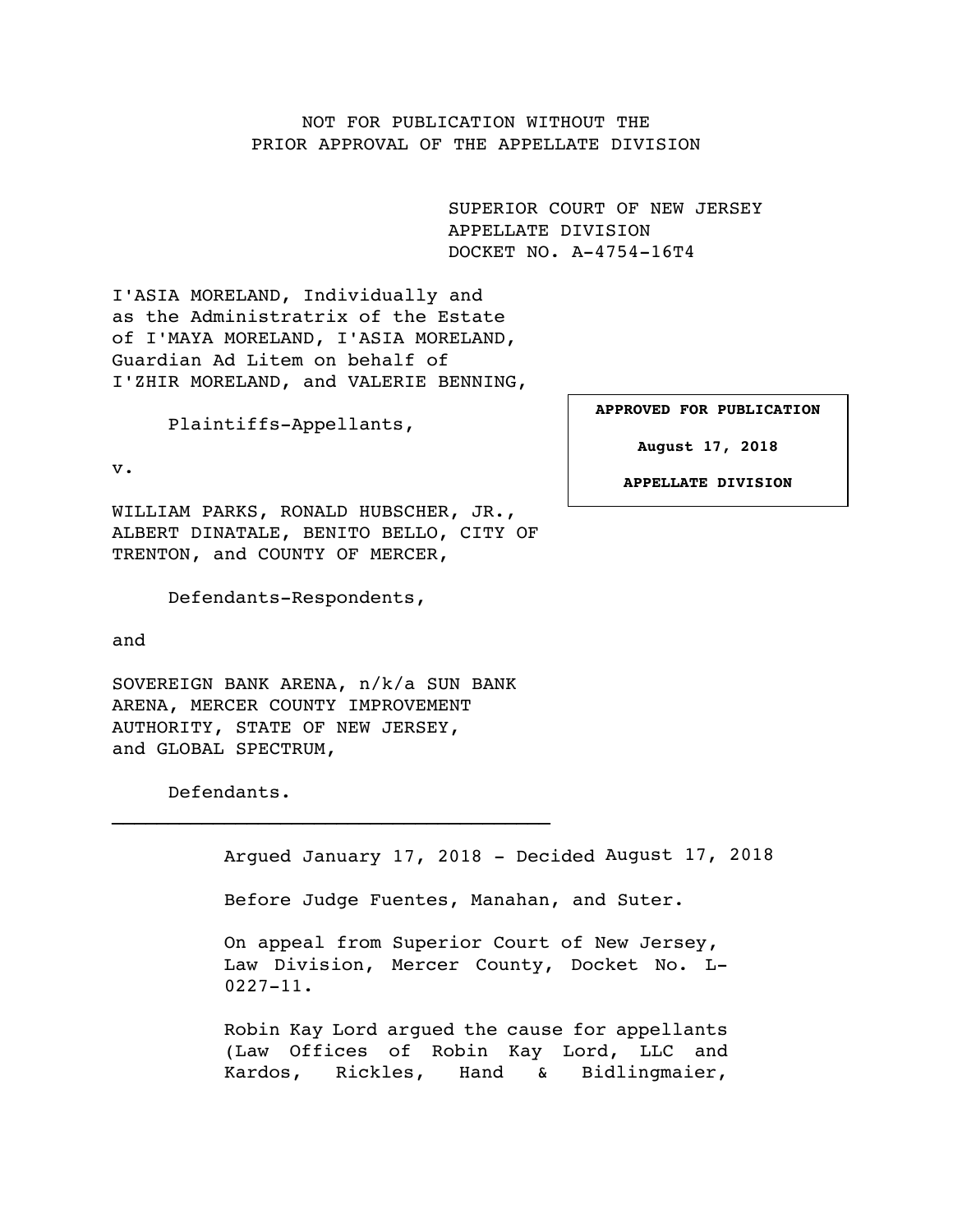NOT FOR PUBLICATION WITHOUT THE
PRIOR APPROVAL OF THE APPELLATE DIVISION

SUPERIOR COURT OF NEW JERSEY
APPELLATE DIVISION
DOCKET NO. A-4754-16T4

I'ASIA MORELAND, Individually and as the Administratrix of the Estate of I'MAYA MORELAND, I'ASIA MORELAND, Guardian Ad Litem on behalf of I'ZHIR MORELAND, and VALERIE BENNING,

Plaintiffs-Appellants,

**APPROVED FOR PUBLICATION**

**August 17, 2018**

**APPELLATE DIVISION**

v.

WILLIAM PARKS, RONALD HUBSCHER, JR., ALBERT DINATALE, BENITO BELLO, CITY OF TRENTON, and COUNTY OF MERCER,

Defendants-Respondents,

and

SOVEREIGN BANK ARENA, n/k/a SUN BANK ARENA, MERCER COUNTY IMPROVEMENT AUTHORITY, STATE OF NEW JERSEY, and GLOBAL SPECTRUM,

Defendants.

---

Argued January 17, 2018 - Decided August 17, 2018

Before Judge Fuentes, Manahan, and Suter.

On appeal from Superior Court of New Jersey, Law Division, Mercer County, Docket No. L-0227-11.

Robin Kay Lord argued the cause for appellants (Law Offices of Robin Kay Lord, LLC and Kardos, Rickles, Hand & Bidlingmaier,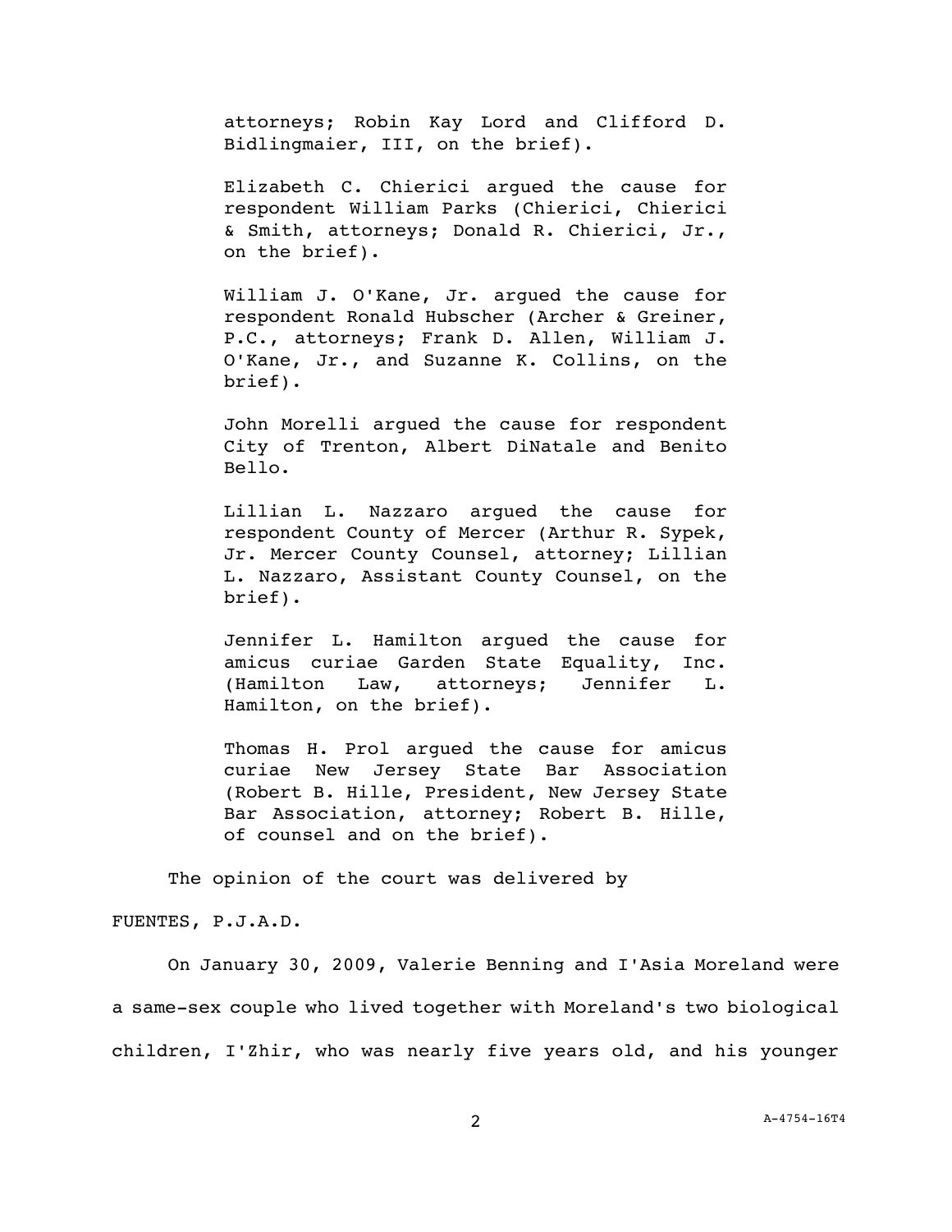attorneys; Robin Kay Lord and Clifford D. Bidlingmaier, III, on the brief).

Elizabeth C. Chierici argued the cause for respondent William Parks (Chierici, Chierici & Smith, attorneys; Donald R. Chierici, Jr., on the brief).

William J. O'Kane, Jr. argued the cause for respondent Ronald Hubscher (Archer & Greiner, P.C., attorneys; Frank D. Allen, William J. O'Kane, Jr., and Suzanne K. Collins, on the brief).

John Morelli argued the cause for respondent City of Trenton, Albert DiNatale and Benito Bello.

Lillian L. Nazzaro argued the cause for respondent County of Mercer (Arthur R. Sypek, Jr. Mercer County Counsel, attorney; Lillian L. Nazzaro, Assistant County Counsel, on the brief).

Jennifer L. Hamilton argued the cause for amicus curiae Garden State Equality, Inc. (Hamilton Law, attorneys; Jennifer L. Hamilton, on the brief).

Thomas H. Prol argued the cause for amicus curiae New Jersey State Bar Association (Robert B. Hille, President, New Jersey State Bar Association, attorney; Robert B. Hille, of counsel and on the brief).

The opinion of the court was delivered by

FUENTES, P.J.A.D.

On January 30, 2009, Valerie Benning and I'Asia Moreland were a same-sex couple who lived together with Moreland's two biological children, I'Zhir, who was nearly five years old, and his younger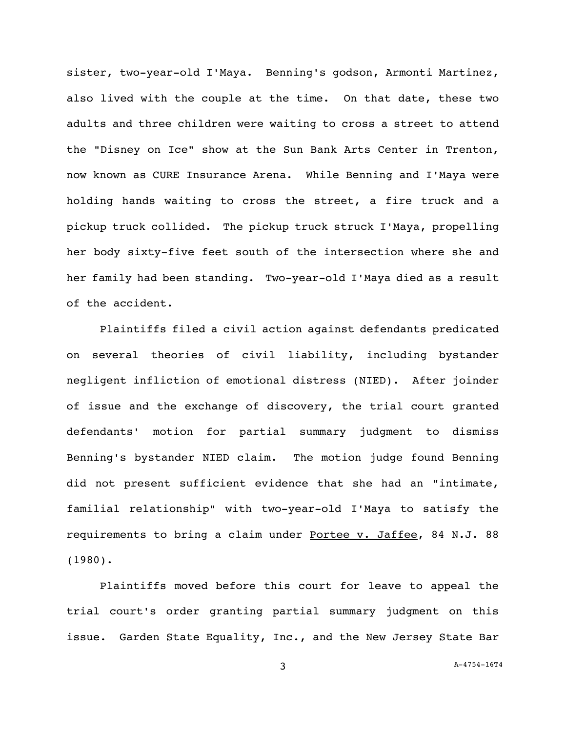sister, two-year-old I'Maya. Benning's godson, Armonti Martinez, also lived with the couple at the time. On that date, these two adults and three children were waiting to cross a street to attend the "Disney on Ice" show at the Sun Bank Arts Center in Trenton, now known as CURE Insurance Arena. While Benning and I'Maya were holding hands waiting to cross the street, a fire truck and a pickup truck collided. The pickup truck struck I'Maya, propelling her body sixty-five feet south of the intersection where she and her family had been standing. Two-year-old I'Maya died as a result of the accident.

Plaintiffs filed a civil action against defendants predicated on several theories of civil liability, including bystander negligent infliction of emotional distress (NIED). After joinder of issue and the exchange of discovery, the trial court granted defendants' motion for partial summary judgment to dismiss Benning's bystander NIED claim. The motion judge found Benning did not present sufficient evidence that she had an "intimate, familial relationship" with two-year-old I'Maya to satisfy the requirements to bring a claim under <u>Portee v. Jaffee</u>, 84 N.J. 88 (1980).

Plaintiffs moved before this court for leave to appeal the trial court's order granting partial summary judgment on this issue. Garden State Equality, Inc., and the New Jersey State Bar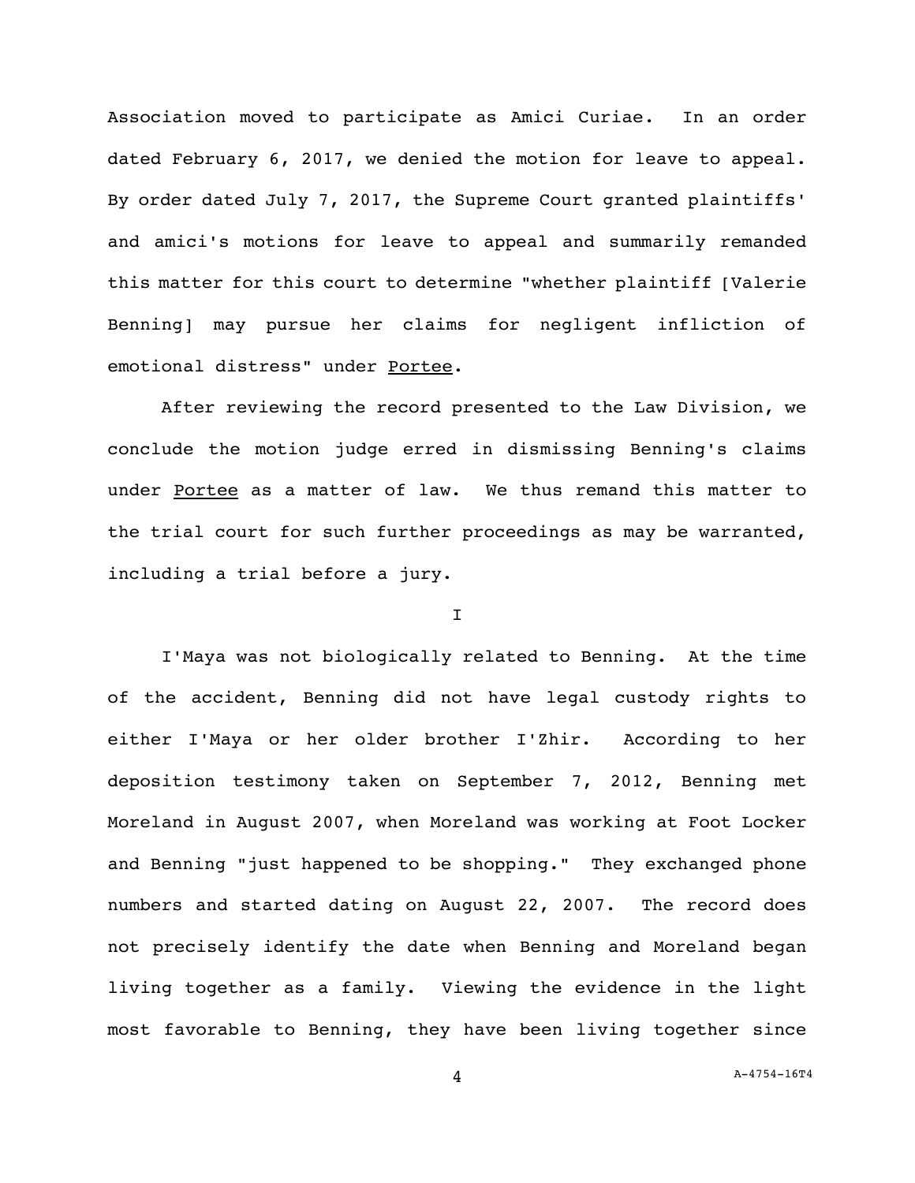Association moved to participate as Amici Curiae. In an order dated February 6, 2017, we denied the motion for leave to appeal. By order dated July 7, 2017, the Supreme Court granted plaintiffs' and amici's motions for leave to appeal and summarily remanded this matter for this court to determine "whether plaintiff [Valerie Benning] may pursue her claims for negligent infliction of emotional distress" under Portee.

After reviewing the record presented to the Law Division, we conclude the motion judge erred in dismissing Benning's claims under Portee as a matter of law. We thus remand this matter to the trial court for such further proceedings as may be warranted, including a trial before a jury.

I

I'Maya was not biologically related to Benning. At the time of the accident, Benning did not have legal custody rights to either I'Maya or her older brother I'Zhir. According to her deposition testimony taken on September 7, 2012, Benning met Moreland in August 2007, when Moreland was working at Foot Locker and Benning "just happened to be shopping." They exchanged phone numbers and started dating on August 22, 2007. The record does not precisely identify the date when Benning and Moreland began living together as a family. Viewing the evidence in the light most favorable to Benning, they have been living together since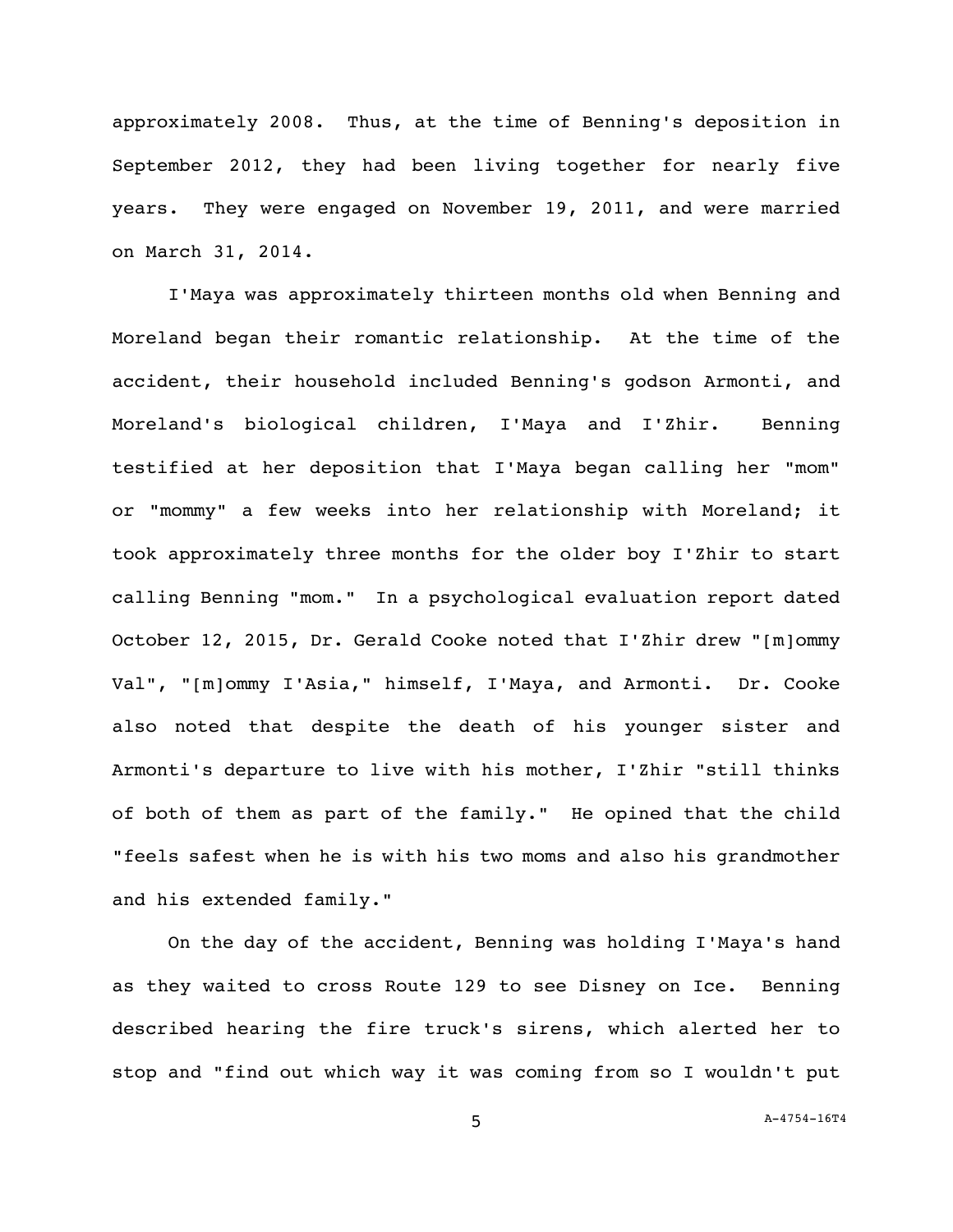approximately 2008. Thus, at the time of Benning's deposition in September 2012, they had been living together for nearly five years. They were engaged on November 19, 2011, and were married on March 31, 2014.

I'Maya was approximately thirteen months old when Benning and Moreland began their romantic relationship. At the time of the accident, their household included Benning's godson Armonti, and Moreland's biological children, I'Maya and I'Zhir. Benning testified at her deposition that I'Maya began calling her "mom" or "mommy" a few weeks into her relationship with Moreland; it took approximately three months for the older boy I'Zhir to start calling Benning "mom." In a psychological evaluation report dated October 12, 2015, Dr. Gerald Cooke noted that I'Zhir drew "[m]ommy Val", "[m]ommy I'Asia," himself, I'Maya, and Armonti. Dr. Cooke also noted that despite the death of his younger sister and Armonti's departure to live with his mother, I'Zhir "still thinks of both of them as part of the family." He opined that the child "feels safest when he is with his two moms and also his grandmother and his extended family."

On the day of the accident, Benning was holding I'Maya's hand as they waited to cross Route 129 to see Disney on Ice. Benning described hearing the fire truck's sirens, which alerted her to stop and "find out which way it was coming from so I wouldn't put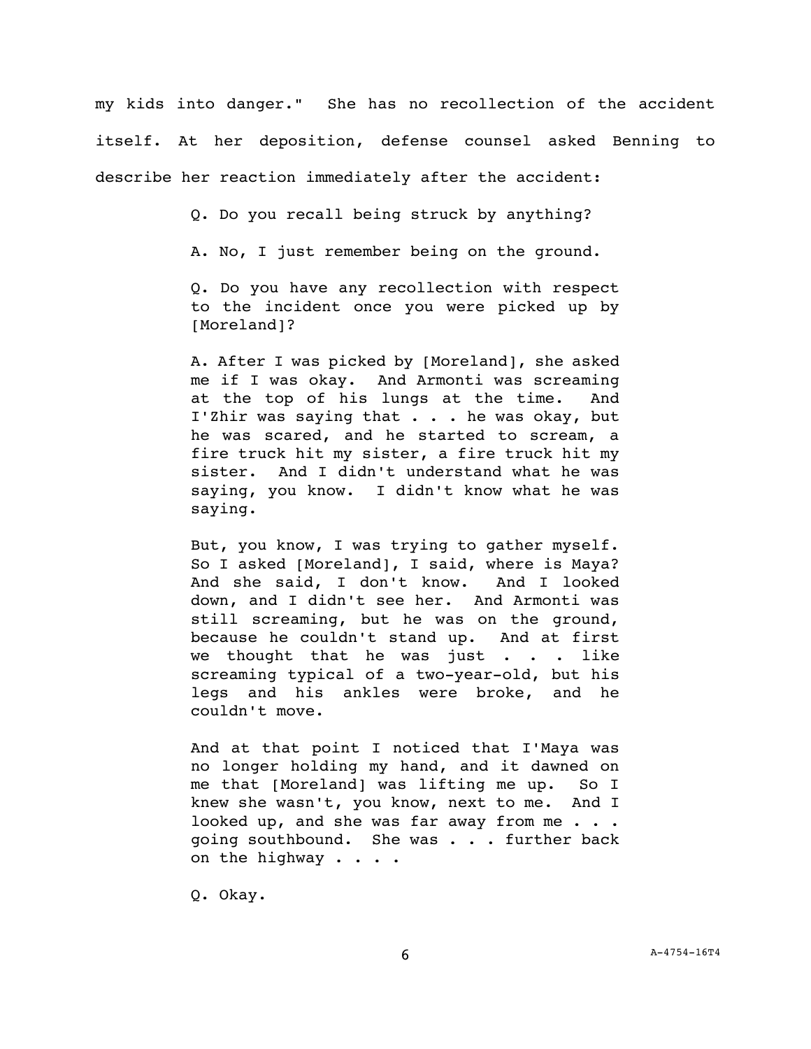my kids into danger." She has no recollection of the accident itself. At her deposition, defense counsel asked Benning to describe her reaction immediately after the accident:

> Q. Do you recall being struck by anything?
>
> A. No, I just remember being on the ground.
>
> Q. Do you have any recollection with respect to the incident once you were picked up by [Moreland]?
>
> A. After I was picked by [Moreland], she asked me if I was okay. And Armonti was screaming at the top of his lungs at the time. And I'Zhir was saying that . . . he was okay, but he was scared, and he started to scream, a fire truck hit my sister, a fire truck hit my sister. And I didn't understand what he was saying, you know. I didn't know what he was saying.
>
> But, you know, I was trying to gather myself. So I asked [Moreland], I said, where is Maya? And she said, I don't know. And I looked down, and I didn't see her. And Armonti was still screaming, but he was on the ground, because he couldn't stand up. And at first we thought that he was just . . . like screaming typical of a two-year-old, but his legs and his ankles were broke, and he couldn't move.
>
> And at that point I noticed that I'Maya was no longer holding my hand, and it dawned on me that [Moreland] was lifting me up. So I knew she wasn't, you know, next to me. And I looked up, and she was far away from me . . . going southbound. She was . . . further back on the highway . . . .
>
> Q. Okay.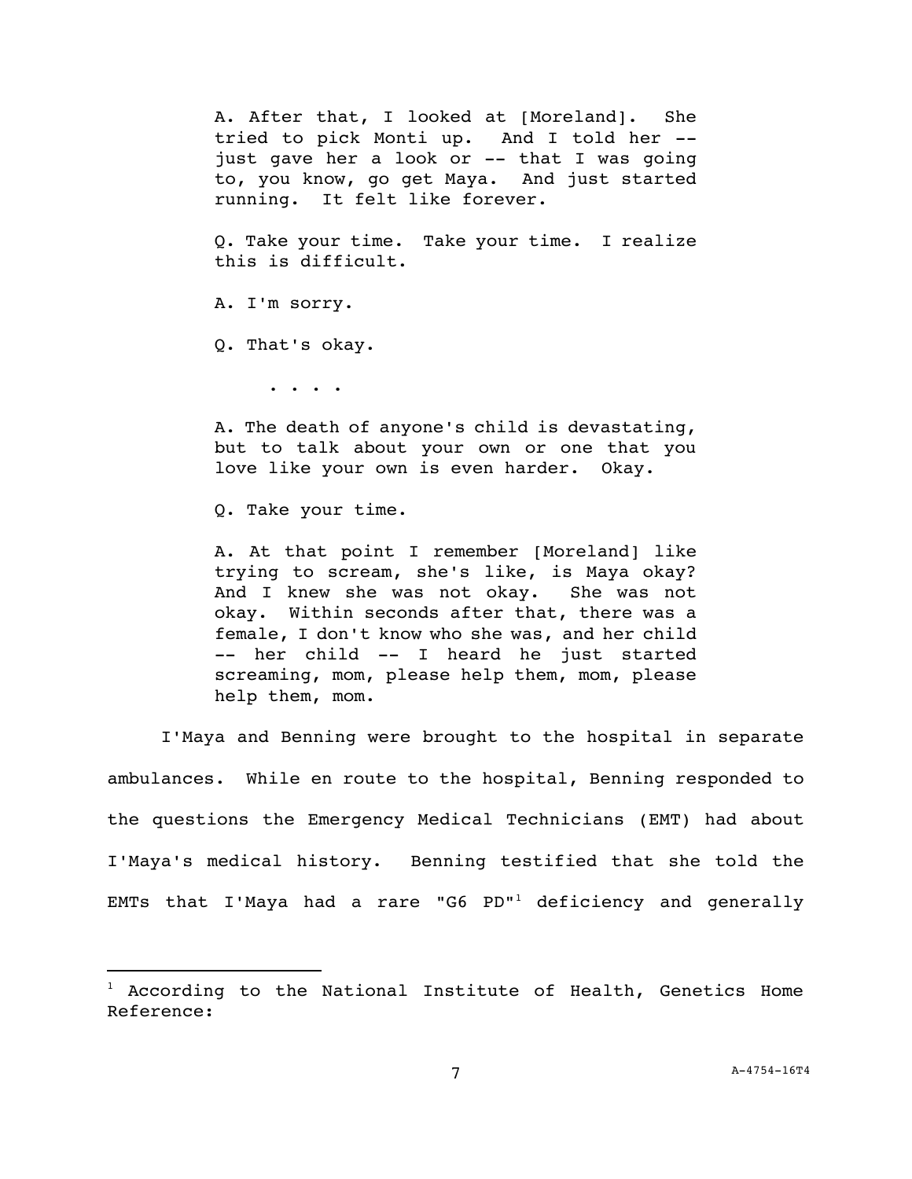> A. After that, I looked at [Moreland]. She tried to pick Monti up. And I told her -- just gave her a look or -- that I was going to, you know, go get Maya. And just started running. It felt like forever.
>
> Q. Take your time. Take your time. I realize this is difficult.
>
> A. I'm sorry.
>
> Q. That's okay.
>
> . . . .
>
> A. The death of anyone's child is devastating, but to talk about your own or one that you love like your own is even harder. Okay.
>
> Q. Take your time.
>
> A. At that point I remember [Moreland] like trying to scream, she's like, is Maya okay? And I knew she was not okay. She was not okay. Within seconds after that, there was a female, I don't know who she was, and her child -- her child -- I heard he just started screaming, mom, please help them, mom, please help them, mom.

I'Maya and Benning were brought to the hospital in separate ambulances. While en route to the hospital, Benning responded to the questions the Emergency Medical Technicians (EMT) had about I'Maya's medical history. Benning testified that she told the EMTs that I'Maya had a rare "G6 PD"[1] deficiency and generally

---

[1] According to the National Institute of Health, Genetics Home Reference: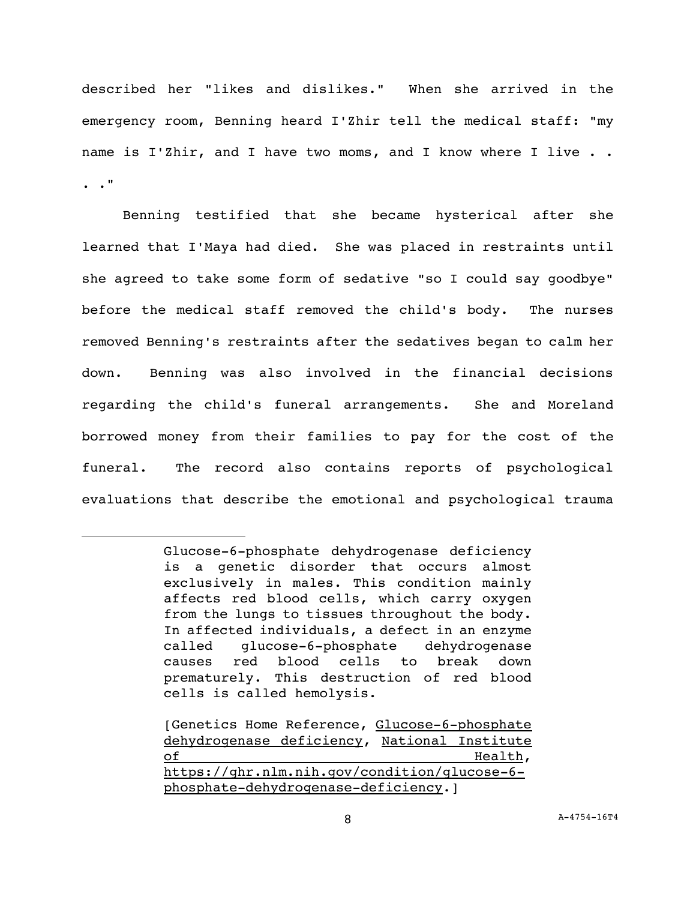described her "likes and dislikes." When she arrived in the emergency room, Benning heard I'Zhir tell the medical staff: "my name is I'Zhir, and I have two moms, and I know where I live . . . ."

Benning testified that she became hysterical after she learned that I'Maya had died. She was placed in restraints until she agreed to take some form of sedative "so I could say goodbye" before the medical staff removed the child's body. The nurses removed Benning's restraints after the sedatives began to calm her down. Benning was also involved in the financial decisions regarding the child's funeral arrangements. She and Moreland borrowed money from their families to pay for the cost of the funeral. The record also contains reports of psychological evaluations that describe the emotional and psychological trauma

---

> Glucose-6-phosphate dehydrogenase deficiency is a genetic disorder that occurs almost exclusively in males. This condition mainly affects red blood cells, which carry oxygen from the lungs to tissues throughout the body. In affected individuals, a defect in an enzyme called glucose-6-phosphate dehydrogenase causes red blood cells to break down prematurely. This destruction of red blood cells is called hemolysis.
>
> [Genetics Home Reference, Glucose-6-phosphate dehydrogenase deficiency, National Institute of Health, https://ghr.nlm.nih.gov/condition/glucose-6-phosphate-dehydrogenase-deficiency.]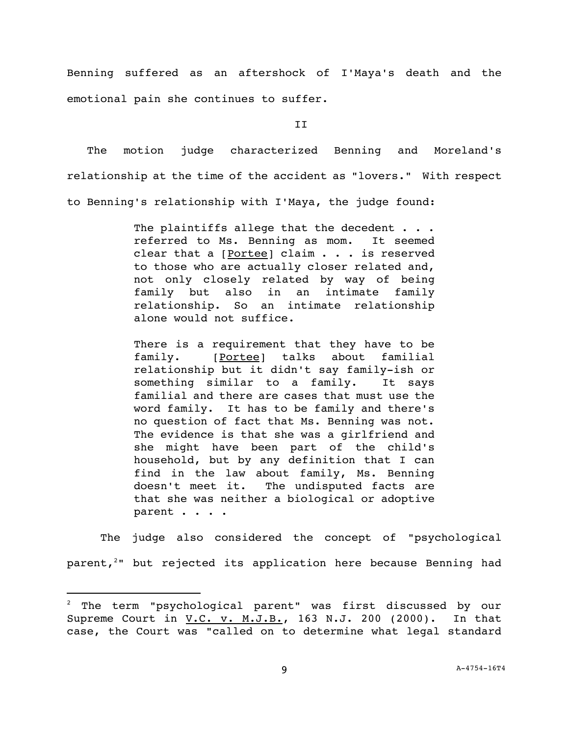Benning suffered as an aftershock of I'Maya's death and the emotional pain she continues to suffer.

II

The motion judge characterized Benning and Moreland's relationship at the time of the accident as "lovers." With respect to Benning's relationship with I'Maya, the judge found:

> The plaintiffs allege that the decedent . . . referred to Ms. Benning as mom. It seemed clear that a [Portee] claim . . . is reserved to those who are actually closer related and, not only closely related by way of being family but also in an intimate family relationship. So an intimate relationship alone would not suffice.
>
> There is a requirement that they have to be family. [Portee] talks about familial relationship but it didn't say family-ish or something similar to a family. It says familial and there are cases that must use the word family. It has to be family and there's no question of fact that Ms. Benning was not. The evidence is that she was a girlfriend and she might have been part of the child's household, but by any definition that I can find in the law about family, Ms. Benning doesn't meet it. The undisputed facts are that she was neither a biological or adoptive parent . . . .

The judge also considered the concept of "psychological parent,[2]" but rejected its application here because Benning had

---

[2] The term "psychological parent" was first discussed by our Supreme Court in V.C. v. M.J.B., 163 N.J. 200 (2000). In that case, the Court was "called on to determine what legal standard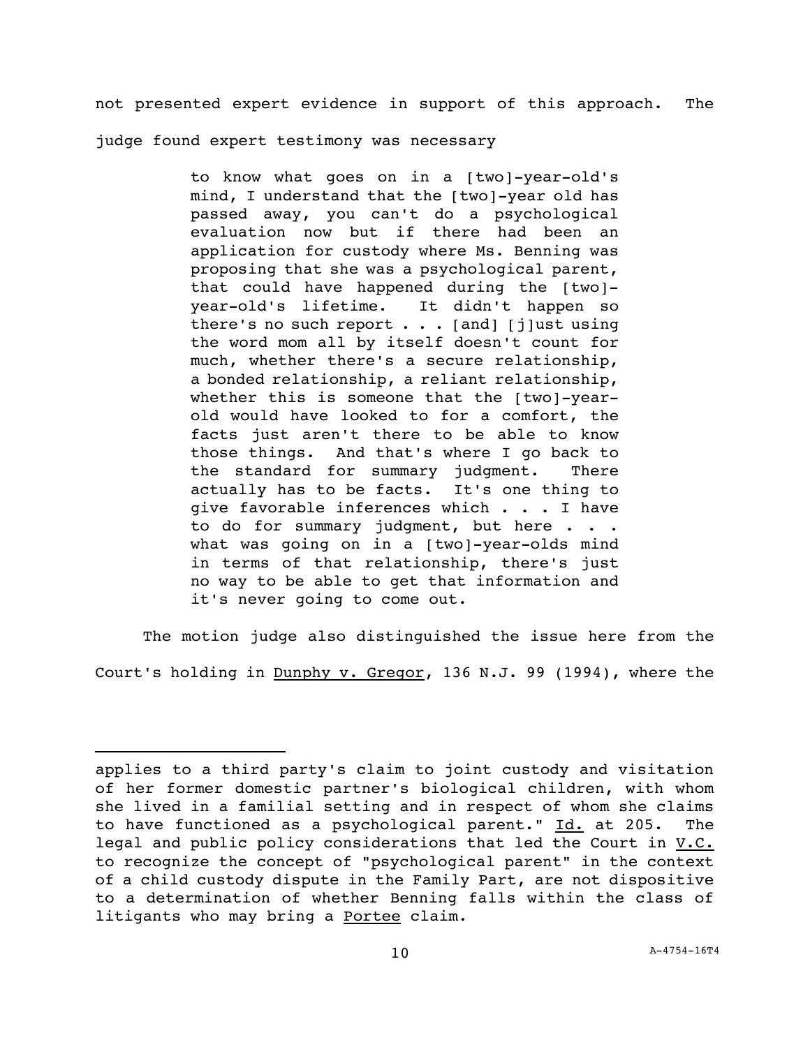not presented expert evidence in support of this approach. The judge found expert testimony was necessary

> to know what goes on in a [two]-year-old's mind, I understand that the [two]-year old has passed away, you can't do a psychological evaluation now but if there had been an application for custody where Ms. Benning was proposing that she was a psychological parent, that could have happened during the [two]-year-old's lifetime. It didn't happen so there's no such report . . . [and] [j]ust using the word mom all by itself doesn't count for much, whether there's a secure relationship, a bonded relationship, a reliant relationship, whether this is someone that the [two]-year-old would have looked to for a comfort, the facts just aren't there to be able to know those things. And that's where I go back to the standard for summary judgment. There actually has to be facts. It's one thing to give favorable inferences which . . . I have to do for summary judgment, but here . . . what was going on in a [two]-year-olds mind in terms of that relationship, there's just no way to be able to get that information and it's never going to come out.

The motion judge also distinguished the issue here from the Court's holding in Dunphy v. Gregor, 136 N.J. 99 (1994), where the

---

applies to a third party's claim to joint custody and visitation of her former domestic partner's biological children, with whom she lived in a familial setting and in respect of whom she claims to have functioned as a psychological parent." Id. at 205. The legal and public policy considerations that led the Court in V.C. to recognize the concept of "psychological parent" in the context of a child custody dispute in the Family Part, are not dispositive to a determination of whether Benning falls within the class of litigants who may bring a Portee claim.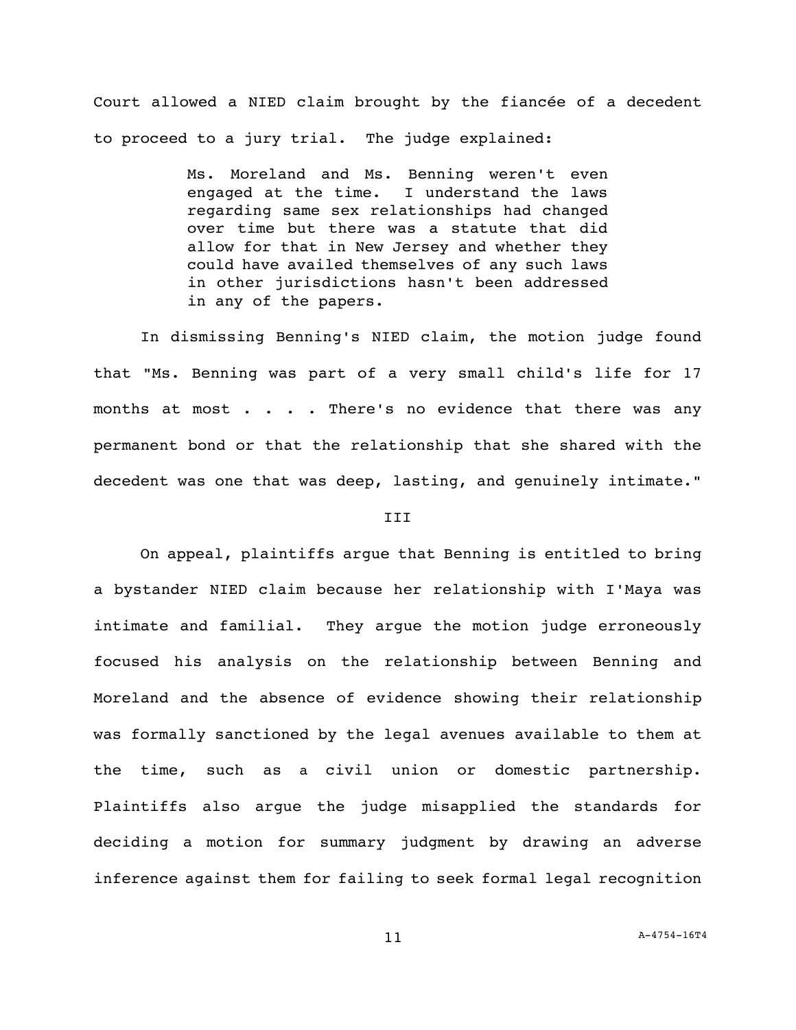Court allowed a NIED claim brought by the fiancée of a decedent to proceed to a jury trial. The judge explained:

> Ms. Moreland and Ms. Benning weren't even engaged at the time. I understand the laws regarding same sex relationships had changed over time but there was a statute that did allow for that in New Jersey and whether they could have availed themselves of any such laws in other jurisdictions hasn't been addressed in any of the papers.

In dismissing Benning's NIED claim, the motion judge found that "Ms. Benning was part of a very small child's life for 17 months at most . . . . There's no evidence that there was any permanent bond or that the relationship that she shared with the decedent was one that was deep, lasting, and genuinely intimate."

## III

On appeal, plaintiffs argue that Benning is entitled to bring a bystander NIED claim because her relationship with I'Maya was intimate and familial. They argue the motion judge erroneously focused his analysis on the relationship between Benning and Moreland and the absence of evidence showing their relationship was formally sanctioned by the legal avenues available to them at the time, such as a civil union or domestic partnership. Plaintiffs also argue the judge misapplied the standards for deciding a motion for summary judgment by drawing an adverse inference against them for failing to seek formal legal recognition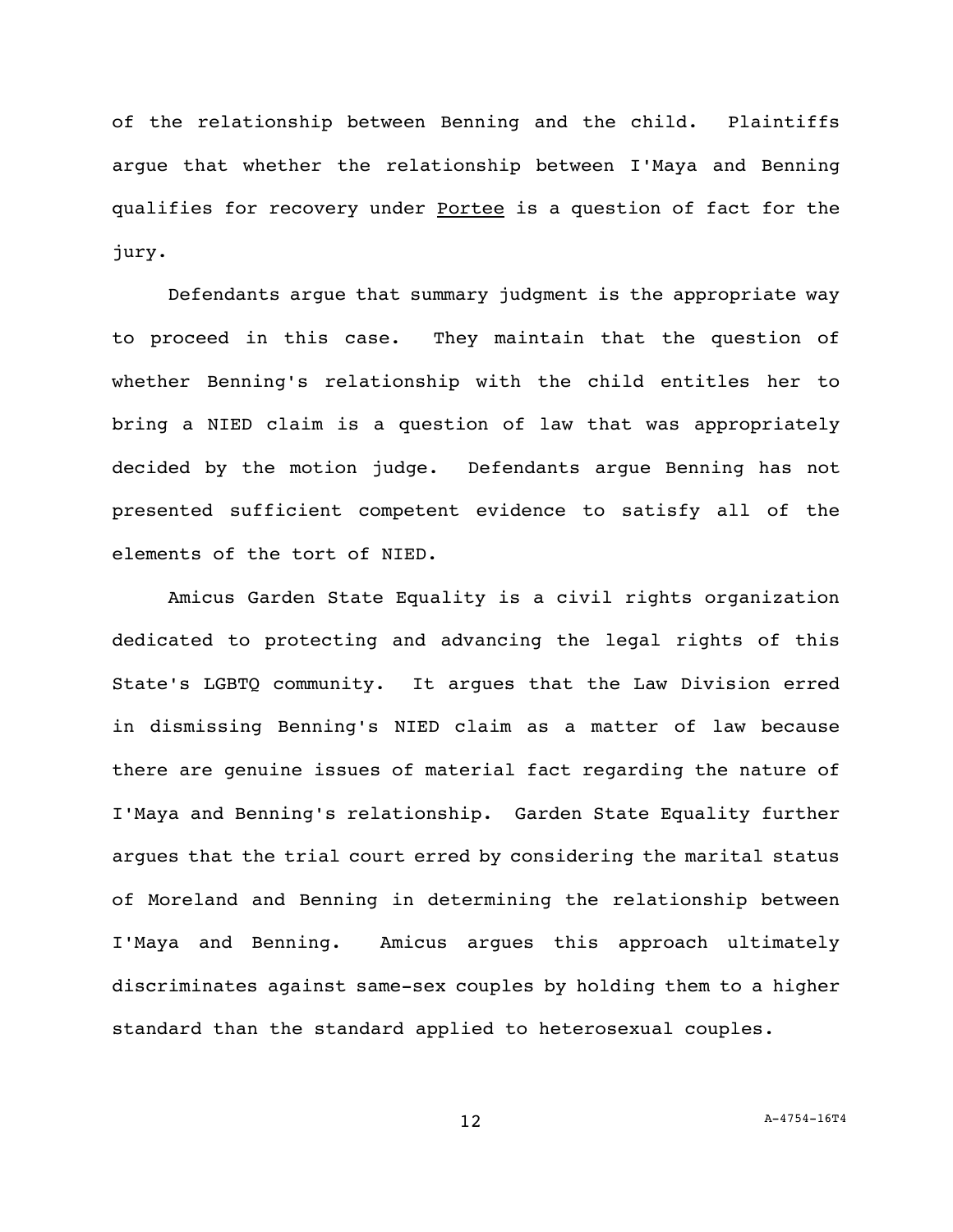of the relationship between Benning and the child. Plaintiffs argue that whether the relationship between I'Maya and Benning qualifies for recovery under Portee is a question of fact for the jury.

Defendants argue that summary judgment is the appropriate way to proceed in this case. They maintain that the question of whether Benning's relationship with the child entitles her to bring a NIED claim is a question of law that was appropriately decided by the motion judge. Defendants argue Benning has not presented sufficient competent evidence to satisfy all of the elements of the tort of NIED.

Amicus Garden State Equality is a civil rights organization dedicated to protecting and advancing the legal rights of this State's LGBTQ community. It argues that the Law Division erred in dismissing Benning's NIED claim as a matter of law because there are genuine issues of material fact regarding the nature of I'Maya and Benning's relationship. Garden State Equality further argues that the trial court erred by considering the marital status of Moreland and Benning in determining the relationship between I'Maya and Benning. Amicus argues this approach ultimately discriminates against same-sex couples by holding them to a higher standard than the standard applied to heterosexual couples.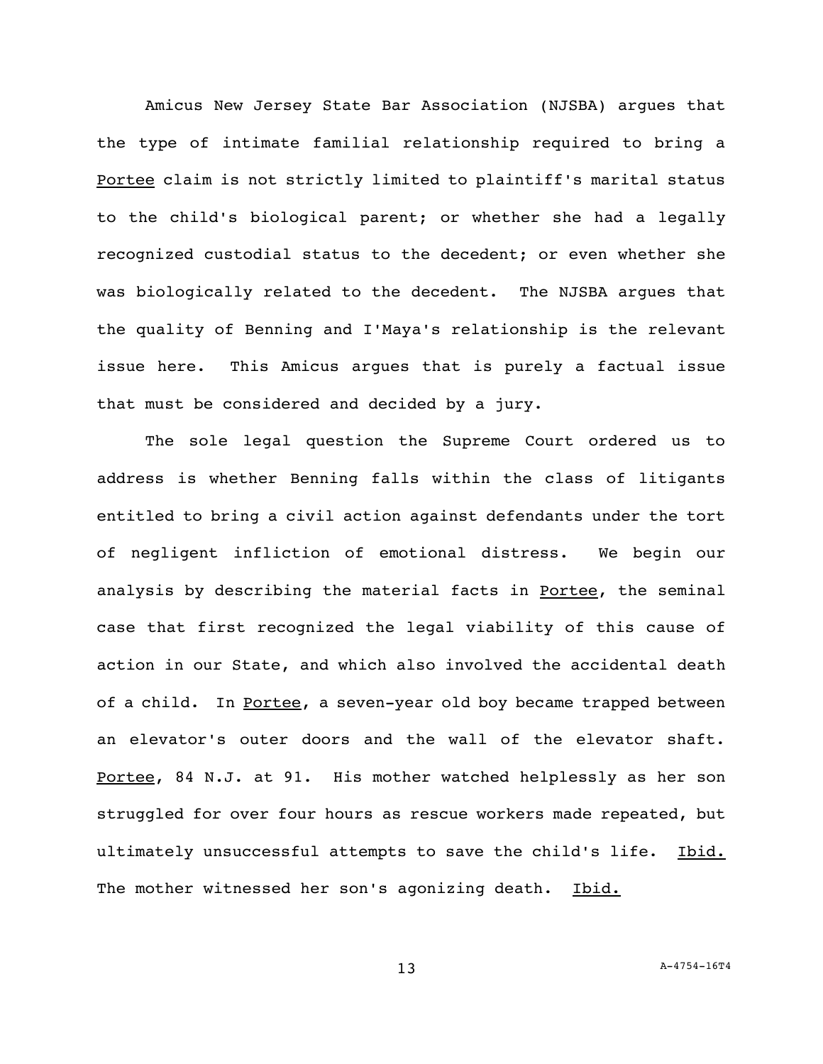Amicus New Jersey State Bar Association (NJSBA) argues that the type of intimate familial relationship required to bring a Portee claim is not strictly limited to plaintiff's marital status to the child's biological parent; or whether she had a legally recognized custodial status to the decedent; or even whether she was biologically related to the decedent. The NJSBA argues that the quality of Benning and I'Maya's relationship is the relevant issue here. This Amicus argues that is purely a factual issue that must be considered and decided by a jury.

The sole legal question the Supreme Court ordered us to address is whether Benning falls within the class of litigants entitled to bring a civil action against defendants under the tort of negligent infliction of emotional distress. We begin our analysis by describing the material facts in Portee, the seminal case that first recognized the legal viability of this cause of action in our State, and which also involved the accidental death of a child. In Portee, a seven-year old boy became trapped between an elevator's outer doors and the wall of the elevator shaft. Portee, 84 N.J. at 91. His mother watched helplessly as her son struggled for over four hours as rescue workers made repeated, but ultimately unsuccessful attempts to save the child's life. Ibid. The mother witnessed her son's agonizing death. Ibid.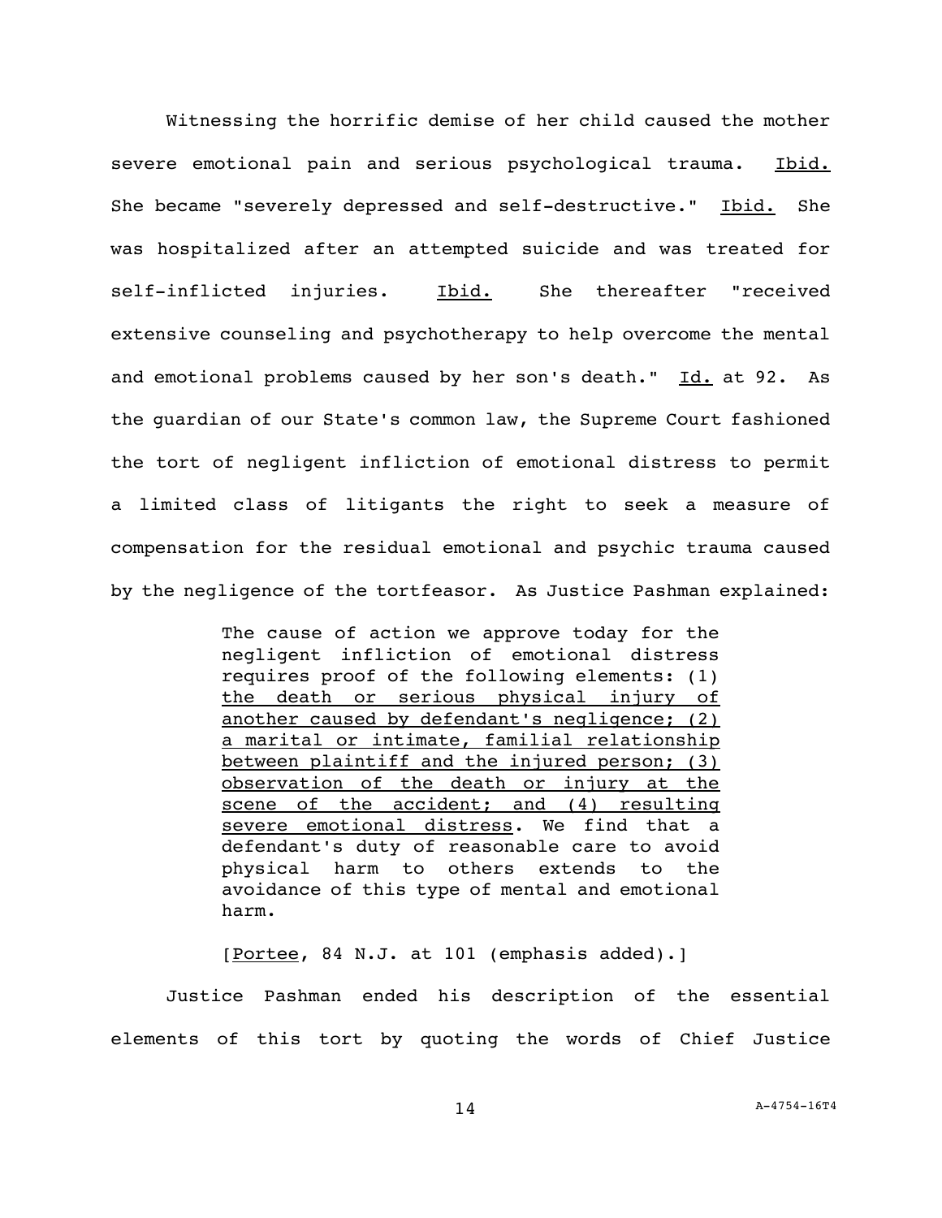Witnessing the horrific demise of her child caused the mother severe emotional pain and serious psychological trauma. Ibid. She became "severely depressed and self-destructive." Ibid. She was hospitalized after an attempted suicide and was treated for self-inflicted injuries. Ibid. She thereafter "received extensive counseling and psychotherapy to help overcome the mental and emotional problems caused by her son's death." Id. at 92. As the guardian of our State's common law, the Supreme Court fashioned the tort of negligent infliction of emotional distress to permit a limited class of litigants the right to seek a measure of compensation for the residual emotional and psychic trauma caused by the negligence of the tortfeasor. As Justice Pashman explained:

> The cause of action we approve today for the negligent infliction of emotional distress requires proof of the following elements: (1) <u>the death or serious physical injury of another caused by defendant's negligence; (2) a marital or intimate, familial relationship between plaintiff and the injured person; (3) observation of the death or injury at the scene of the accident; and (4) resulting severe emotional distress</u>. We find that a defendant's duty of reasonable care to avoid physical harm to others extends to the avoidance of this type of mental and emotional harm.
>
> [Portee, 84 N.J. at 101 (emphasis added).]

Justice Pashman ended his description of the essential elements of this tort by quoting the words of Chief Justice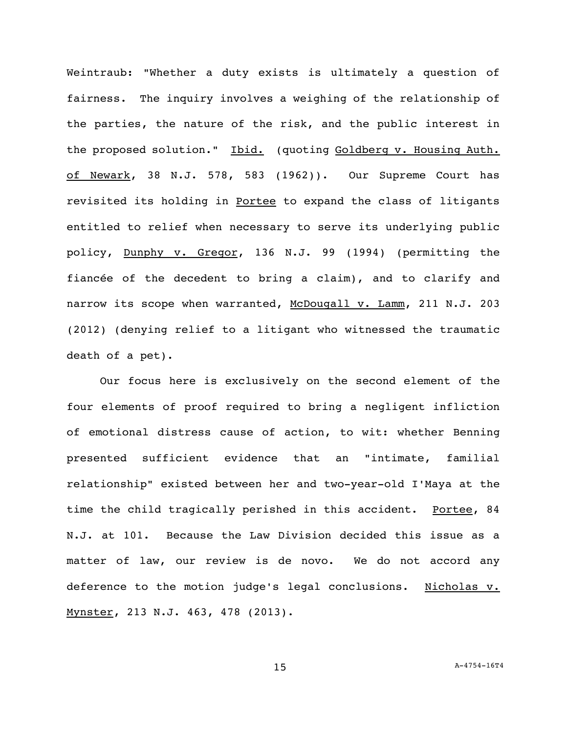Weintraub: "Whether a duty exists is ultimately a question of fairness. The inquiry involves a weighing of the relationship of the parties, the nature of the risk, and the public interest in the proposed solution." Ibid. (quoting Goldberg v. Housing Auth. of Newark, 38 N.J. 578, 583 (1962)). Our Supreme Court has revisited its holding in Portee to expand the class of litigants entitled to relief when necessary to serve its underlying public policy, Dunphy v. Gregor, 136 N.J. 99 (1994) (permitting the fiancée of the decedent to bring a claim), and to clarify and narrow its scope when warranted, McDougall v. Lamm, 211 N.J. 203 (2012) (denying relief to a litigant who witnessed the traumatic death of a pet).

Our focus here is exclusively on the second element of the four elements of proof required to bring a negligent infliction of emotional distress cause of action, to wit: whether Benning presented sufficient evidence that an "intimate, familial relationship" existed between her and two-year-old I'Maya at the time the child tragically perished in this accident. Portee, 84 N.J. at 101. Because the Law Division decided this issue as a matter of law, our review is de novo. We do not accord any deference to the motion judge's legal conclusions. Nicholas v. Mynster, 213 N.J. 463, 478 (2013).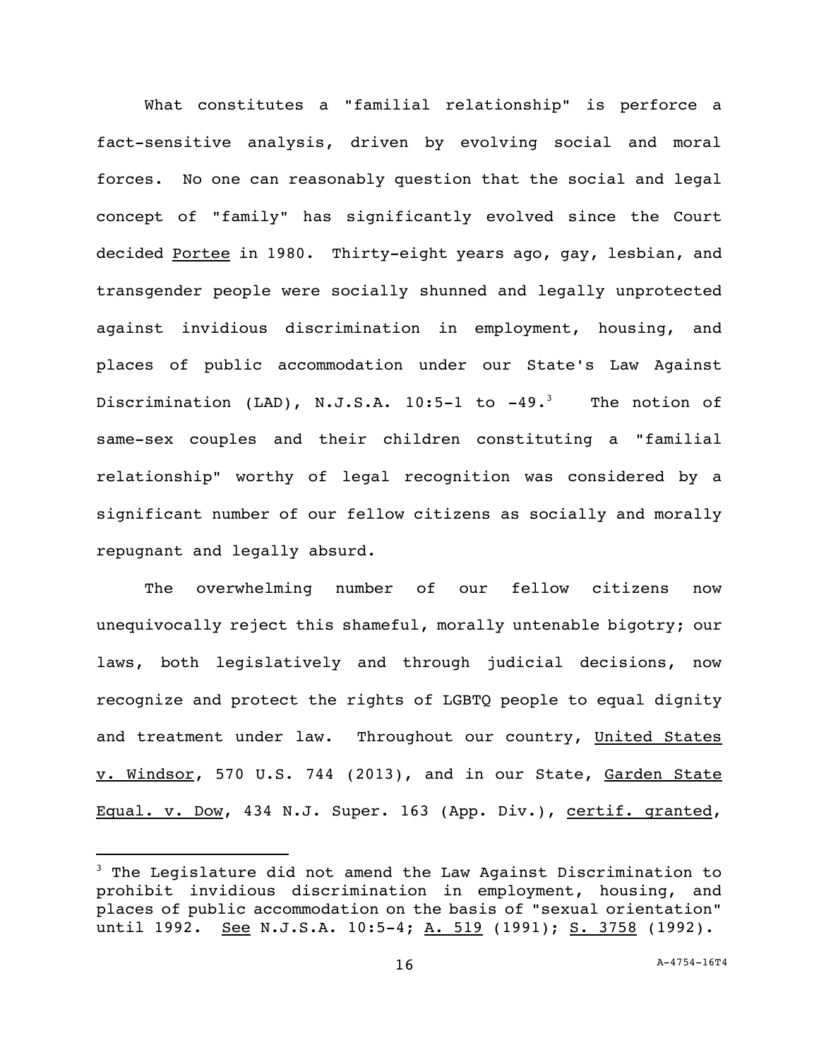What constitutes a "familial relationship" is perforce a fact-sensitive analysis, driven by evolving social and moral forces. No one can reasonably question that the social and legal concept of "family" has significantly evolved since the Court decided Portee in 1980. Thirty-eight years ago, gay, lesbian, and transgender people were socially shunned and legally unprotected against invidious discrimination in employment, housing, and places of public accommodation under our State's Law Against Discrimination (LAD), N.J.S.A. 10:5-1 to -49.[3] The notion of same-sex couples and their children constituting a "familial relationship" worthy of legal recognition was considered by a significant number of our fellow citizens as socially and morally repugnant and legally absurd.

The overwhelming number of our fellow citizens now unequivocally reject this shameful, morally untenable bigotry; our laws, both legislatively and through judicial decisions, now recognize and protect the rights of LGBTQ people to equal dignity and treatment under law. Throughout our country, United States v. Windsor, 570 U.S. 744 (2013), and in our State, Garden State Equal. v. Dow, 434 N.J. Super. 163 (App. Div.), certif. granted,

---

[3] The Legislature did not amend the Law Against Discrimination to prohibit invidious discrimination in employment, housing, and places of public accommodation on the basis of "sexual orientation" until 1992. See N.J.S.A. 10:5-4; A. 519 (1991); S. 3758 (1992).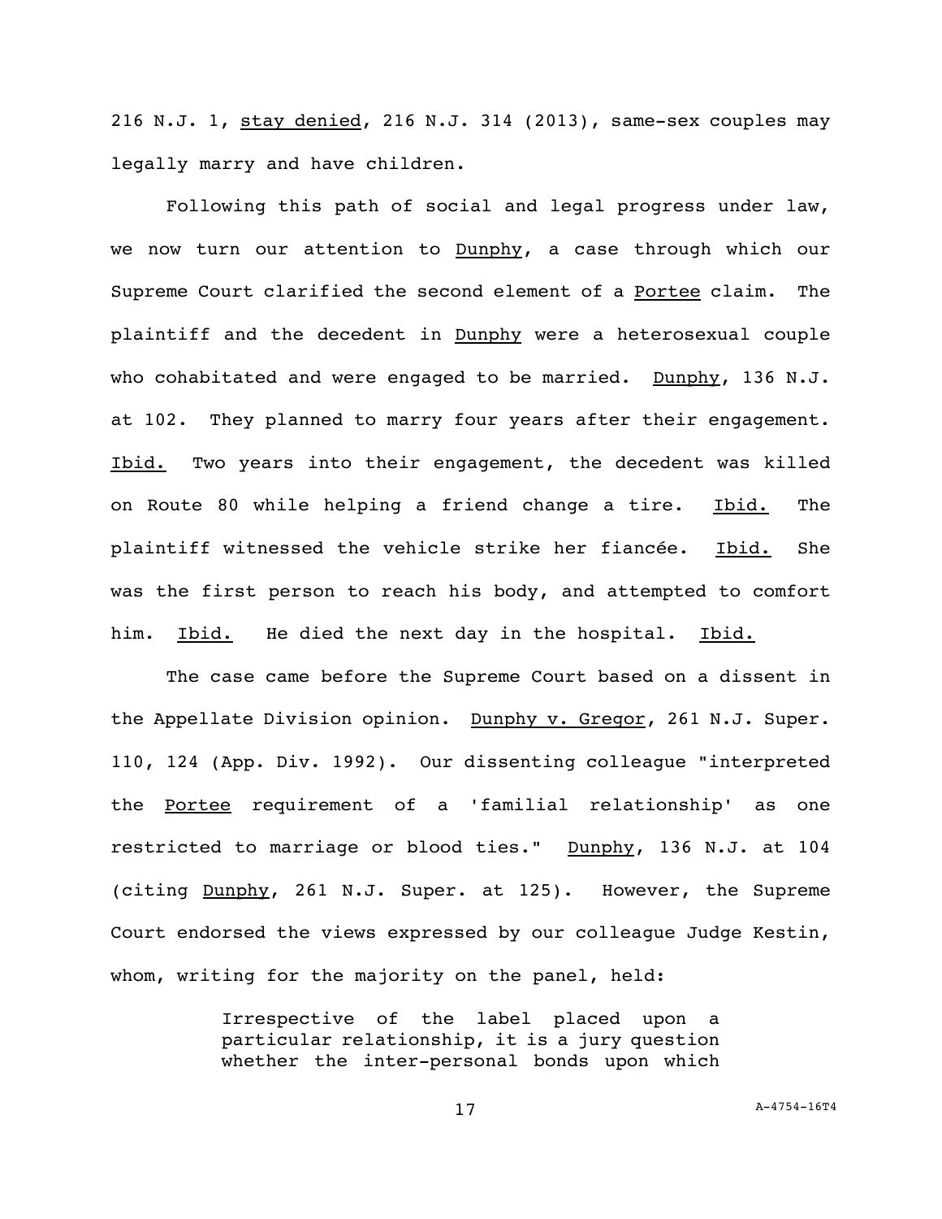216 N.J. 1, stay denied, 216 N.J. 314 (2013), same-sex couples may legally marry and have children.

Following this path of social and legal progress under law, we now turn our attention to Dunphy, a case through which our Supreme Court clarified the second element of a Portee claim. The plaintiff and the decedent in Dunphy were a heterosexual couple who cohabitated and were engaged to be married. Dunphy, 136 N.J. at 102. They planned to marry four years after their engagement. Ibid. Two years into their engagement, the decedent was killed on Route 80 while helping a friend change a tire. Ibid. The plaintiff witnessed the vehicle strike her fiancée. Ibid. She was the first person to reach his body, and attempted to comfort him. Ibid. He died the next day in the hospital. Ibid.

The case came before the Supreme Court based on a dissent in the Appellate Division opinion. Dunphy v. Gregor, 261 N.J. Super. 110, 124 (App. Div. 1992). Our dissenting colleague "interpreted the Portee requirement of a 'familial relationship' as one restricted to marriage or blood ties." Dunphy, 136 N.J. at 104 (citing Dunphy, 261 N.J. Super. at 125). However, the Supreme Court endorsed the views expressed by our colleague Judge Kestin, whom, writing for the majority on the panel, held:

> Irrespective of the label placed upon a particular relationship, it is a jury question whether the inter-personal bonds upon which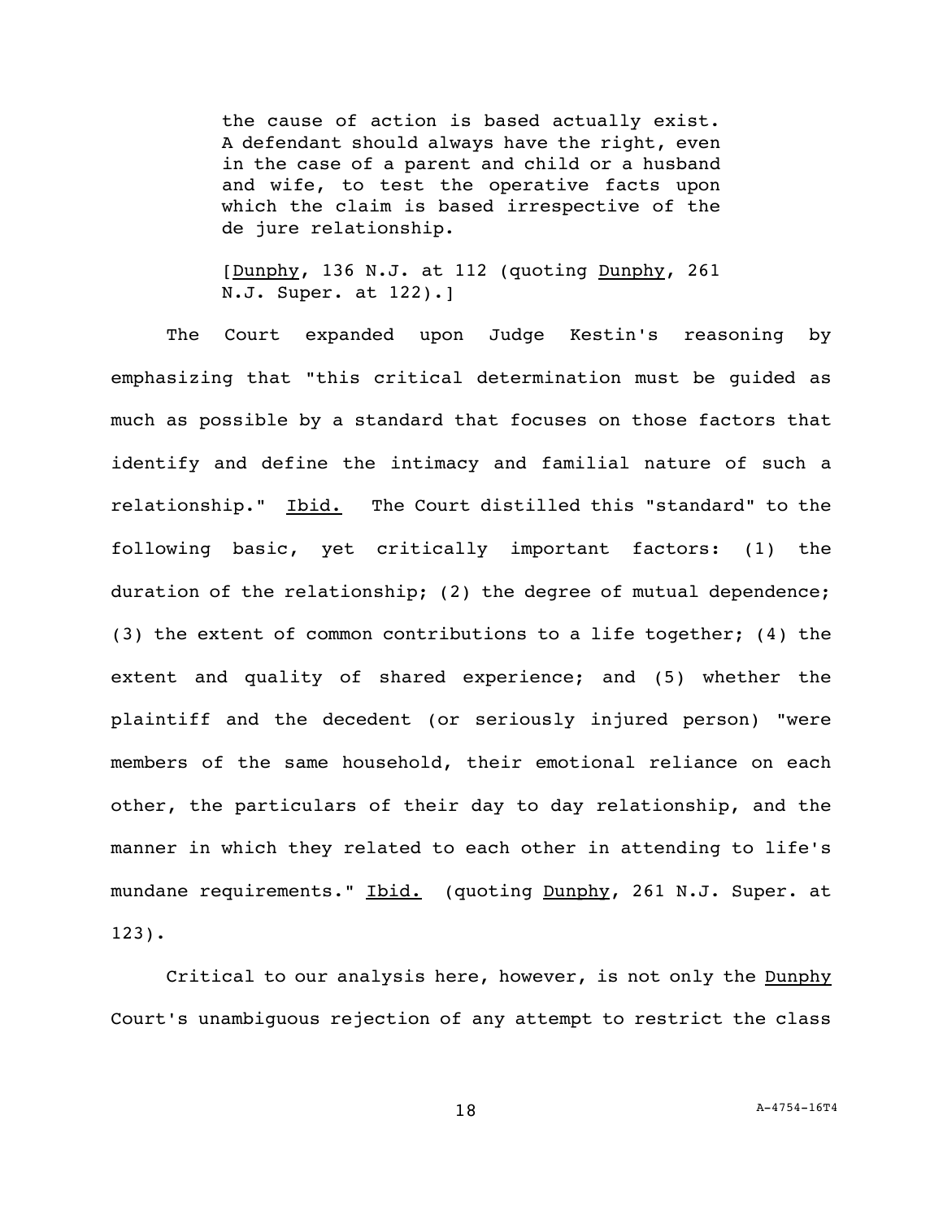> the cause of action is based actually exist. A defendant should always have the right, even in the case of a parent and child or a husband and wife, to test the operative facts upon which the claim is based irrespective of the de jure relationship.
>
> [Dunphy, 136 N.J. at 112 (quoting Dunphy, 261 N.J. Super. at 122).]

The Court expanded upon Judge Kestin's reasoning by emphasizing that "this critical determination must be guided as much as possible by a standard that focuses on those factors that identify and define the intimacy and familial nature of such a relationship." Ibid. The Court distilled this "standard" to the following basic, yet critically important factors: (1) the duration of the relationship; (2) the degree of mutual dependence; (3) the extent of common contributions to a life together; (4) the extent and quality of shared experience; and (5) whether the plaintiff and the decedent (or seriously injured person) "were members of the same household, their emotional reliance on each other, the particulars of their day to day relationship, and the manner in which they related to each other in attending to life's mundane requirements." Ibid. (quoting Dunphy, 261 N.J. Super. at 123).

Critical to our analysis here, however, is not only the Dunphy Court's unambiguous rejection of any attempt to restrict the class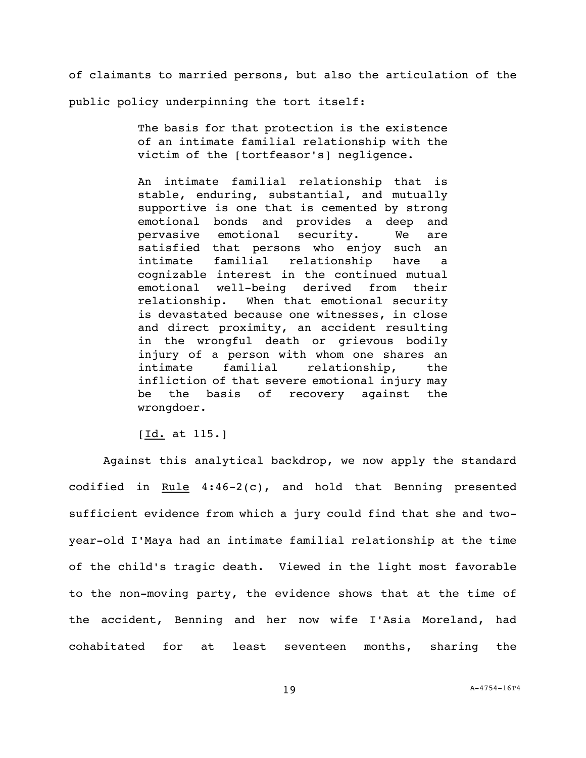of claimants to married persons, but also the articulation of the public policy underpinning the tort itself:

> The basis for that protection is the existence of an intimate familial relationship with the victim of the [tortfeasor's] negligence.
>
> An intimate familial relationship that is stable, enduring, substantial, and mutually supportive is one that is cemented by strong emotional bonds and provides a deep and pervasive emotional security. We are satisfied that persons who enjoy such an intimate familial relationship have a cognizable interest in the continued mutual emotional well-being derived from their relationship. When that emotional security is devastated because one witnesses, in close and direct proximity, an accident resulting in the wrongful death or grievous bodily injury of a person with whom one shares an intimate familial relationship, the infliction of that severe emotional injury may be the basis of recovery against the wrongdoer.
>
> [Id. at 115.]

Against this analytical backdrop, we now apply the standard codified in Rule 4:46-2(c), and hold that Benning presented sufficient evidence from which a jury could find that she and two-year-old I'Maya had an intimate familial relationship at the time of the child's tragic death. Viewed in the light most favorable to the non-moving party, the evidence shows that at the time of the accident, Benning and her now wife I'Asia Moreland, had cohabitated for at least seventeen months, sharing the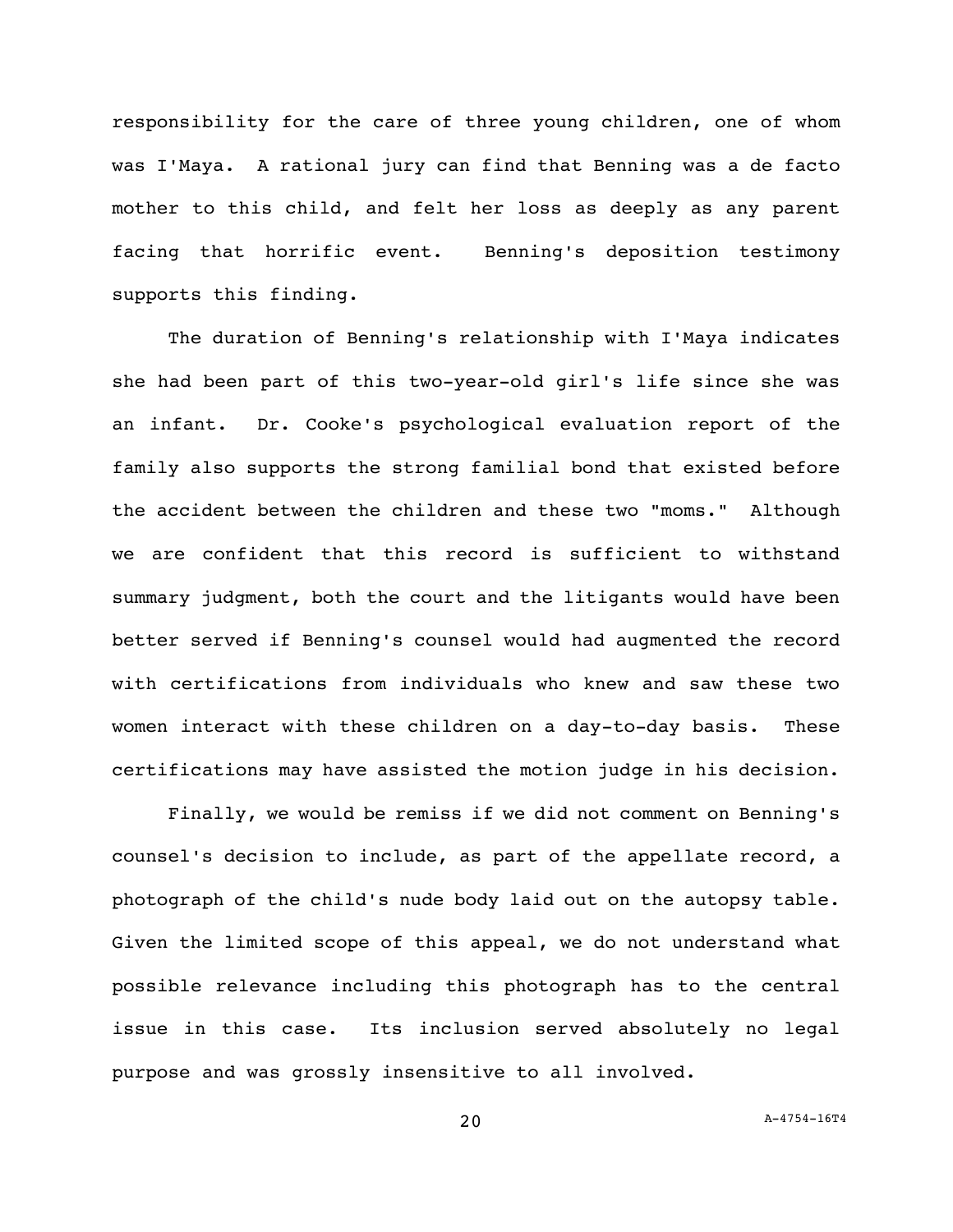responsibility for the care of three young children, one of whom was I'Maya. A rational jury can find that Benning was a de facto mother to this child, and felt her loss as deeply as any parent facing that horrific event. Benning's deposition testimony supports this finding.

The duration of Benning's relationship with I'Maya indicates she had been part of this two-year-old girl's life since she was an infant. Dr. Cooke's psychological evaluation report of the family also supports the strong familial bond that existed before the accident between the children and these two "moms." Although we are confident that this record is sufficient to withstand summary judgment, both the court and the litigants would have been better served if Benning's counsel would had augmented the record with certifications from individuals who knew and saw these two women interact with these children on a day-to-day basis. These certifications may have assisted the motion judge in his decision.

Finally, we would be remiss if we did not comment on Benning's counsel's decision to include, as part of the appellate record, a photograph of the child's nude body laid out on the autopsy table. Given the limited scope of this appeal, we do not understand what possible relevance including this photograph has to the central issue in this case. Its inclusion served absolutely no legal purpose and was grossly insensitive to all involved.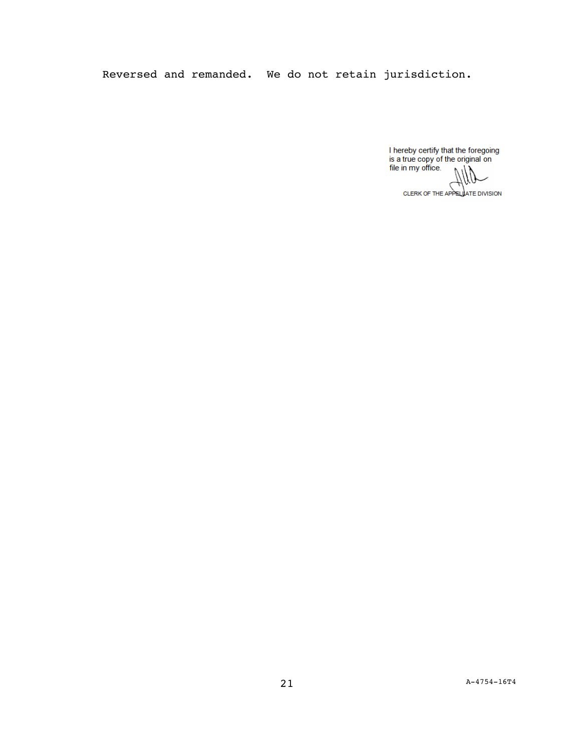Reversed and remanded. We do not retain jurisdiction.

I hereby certify that the foregoing is a true copy of the original on file in my office.

CLERK OF THE APPELLATE DIVISION